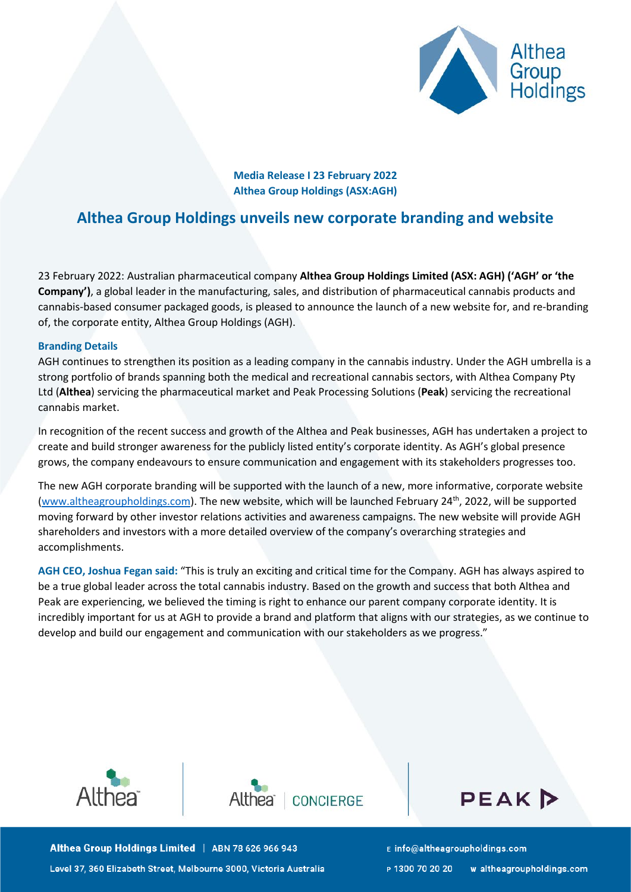**Media Release I 23 February 2022**
**Althea Group Holdings (ASX:AGH)**

# Althea Group Holdings unveils new corporate branding and website

23 February 2022: Australian pharmaceutical company **Althea Group Holdings Limited (ASX: AGH) ('AGH' or 'the Company')**, a global leader in the manufacturing, sales, and distribution of pharmaceutical cannabis products and cannabis-based consumer packaged goods, is pleased to announce the launch of a new website for, and re-branding of, the corporate entity, Althea Group Holdings (AGH).

## Branding Details

AGH continues to strengthen its position as a leading company in the cannabis industry. Under the AGH umbrella is a strong portfolio of brands spanning both the medical and recreational cannabis sectors, with Althea Company Pty Ltd (**Althea**) servicing the pharmaceutical market and Peak Processing Solutions (**Peak**) servicing the recreational cannabis market.

In recognition of the recent success and growth of the Althea and Peak businesses, AGH has undertaken a project to create and build stronger awareness for the publicly listed entity's corporate identity. As AGH's global presence grows, the company endeavours to ensure communication and engagement with its stakeholders progresses too.

The new AGH corporate branding will be supported with the launch of a new, more informative, corporate website (www.altheagroupholdings.com). The new website, which will be launched February 24th, 2022, will be supported moving forward by other investor relations activities and awareness campaigns. The new website will provide AGH shareholders and investors with a more detailed overview of the company's overarching strategies and accomplishments.

**AGH CEO, Joshua Fegan said:** "This is truly an exciting and critical time for the Company. AGH has always aspired to be a true global leader across the total cannabis industry. Based on the growth and success that both Althea and Peak are experiencing, we believed the timing is right to enhance our parent company corporate identity. It is incredibly important for us at AGH to provide a brand and platform that aligns with our strategies, as we continue to develop and build our engagement and communication with our stakeholders as we progress."

**Althea Group Holdings Limited** | ABN 78 626 966 943
Level 37, 360 Elizabeth Street, Melbourne 3000, Victoria Australia
E info@altheagroupholdings.com
P 1300 70 20 20 W altheagroupholdings.com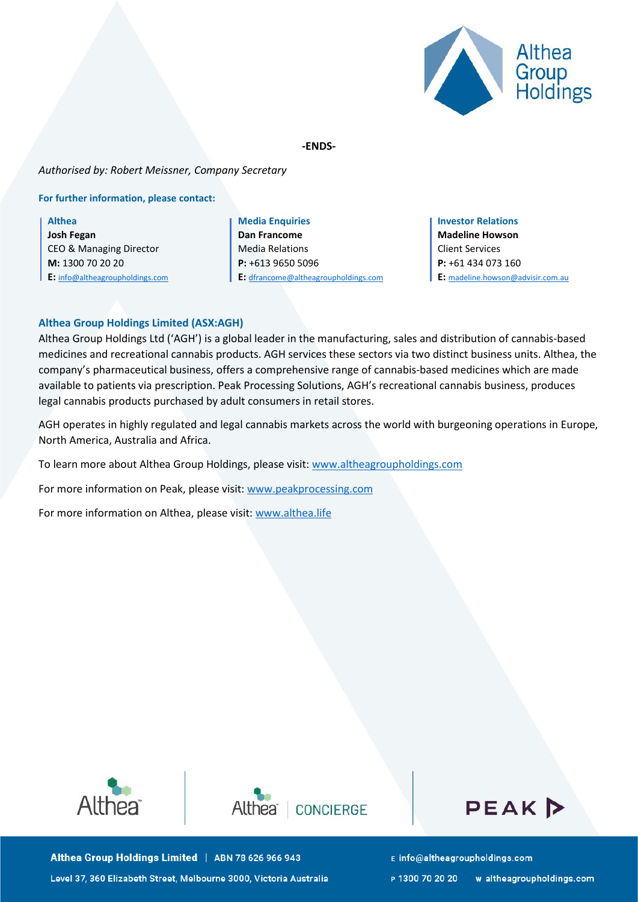**-ENDS-**

*Authorised by: Robert Meissner, Company Secretary*

**For further information, please contact:**

**Althea**
**Josh Fegan**
CEO & Managing Director
**M:** 1300 70 20 20
**E:** info@altheagroupholdings.com

**Media Enquiries**
**Dan Francome**
Media Relations
**P:** +613 9650 5096
**E:** dfrancome@altheagroupholdings.com

**Investor Relations**
**Madeline Howson**
Client Services
**P:** +61 434 073 160
**E:** madeline.howson@advisir.com.au

### Althea Group Holdings Limited (ASX:AGH)

Althea Group Holdings Ltd ('AGH') is a global leader in the manufacturing, sales and distribution of cannabis-based medicines and recreational cannabis products. AGH services these sectors via two distinct business units. Althea, the company's pharmaceutical business, offers a comprehensive range of cannabis-based medicines which are made available to patients via prescription. Peak Processing Solutions, AGH's recreational cannabis business, produces legal cannabis products purchased by adult consumers in retail stores.

AGH operates in highly regulated and legal cannabis markets across the world with burgeoning operations in Europe, North America, Australia and Africa.

To learn more about Althea Group Holdings, please visit: www.altheagroupholdings.com

For more information on Peak, please visit: www.peakprocessing.com

For more information on Althea, please visit: www.althea.life

**Althea Group Holdings Limited** | ABN 78 626 966 943
Level 37, 360 Elizabeth Street, Melbourne 3000, Victoria Australia
E info@altheagroupholdings.com
P 1300 70 20 20 W altheagroupholdings.com